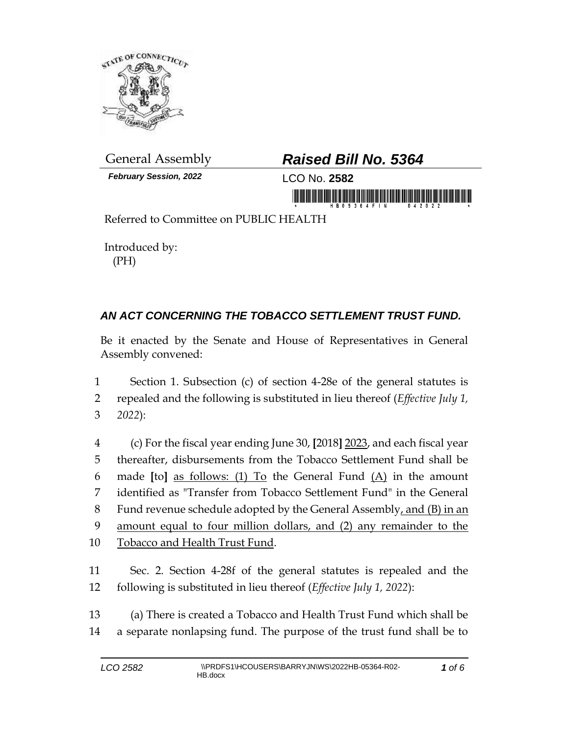General Assembly

# *Raised Bill No. 5364*

***February Session, 2022***

LCO No. **2582**

Referred to Committee on PUBLIC HEALTH

Introduced by:
(PH)

## ***AN ACT CONCERNING THE TOBACCO SETTLEMENT TRUST FUND.***

Be it enacted by the Senate and House of Representatives in General Assembly convened:

1 Section 1. Subsection (c) of section 4-28e of the general statutes is
2 repealed and the following is substituted in lieu thereof (*Effective July 1,*
3 *2022*):

4 (c) For the fiscal year ending June 30, **[**2018**]** <u>2023</u>, and each fiscal year
5 thereafter, disbursements from the Tobacco Settlement Fund shall be
6 made **[**to**]** <u>as follows: (1) To</u> the General Fund <u>(A)</u> in the amount
7 identified as "Transfer from Tobacco Settlement Fund" in the General
8 Fund revenue schedule adopted by the General Assembly<u>, and (B) in an</u>
9 <u>amount equal to four million dollars, and (2) any remainder to the</u>
10 <u>Tobacco and Health Trust Fund</u>.

11 Sec. 2. Section 4-28f of the general statutes is repealed and the
12 following is substituted in lieu thereof (*Effective July 1, 2022*):

13 (a) There is created a Tobacco and Health Trust Fund which shall be
14 a separate nonlapsing fund. The purpose of the trust fund shall be to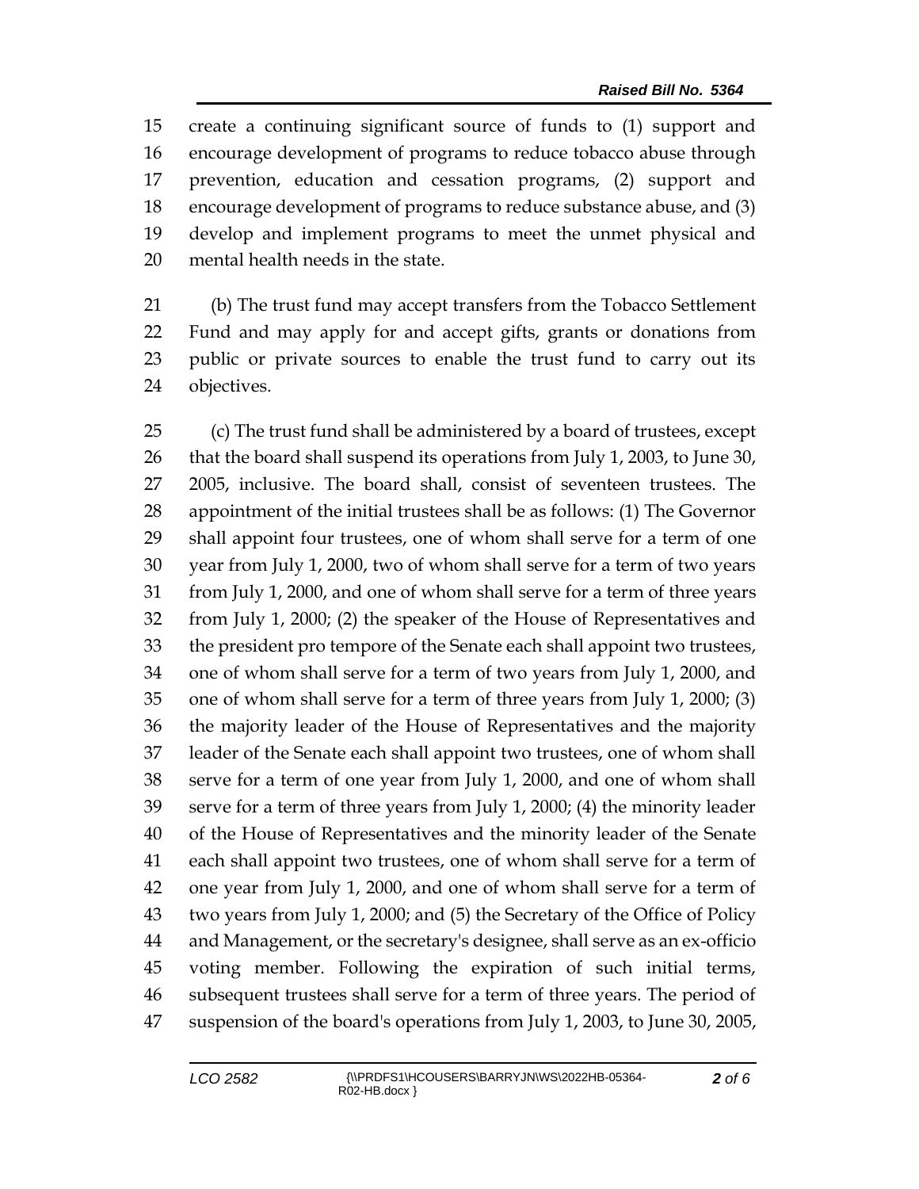create a continuing significant source of funds to (1) support and encourage development of programs to reduce tobacco abuse through prevention, education and cessation programs, (2) support and encourage development of programs to reduce substance abuse, and (3) develop and implement programs to meet the unmet physical and mental health needs in the state.

(b) The trust fund may accept transfers from the Tobacco Settlement Fund and may apply for and accept gifts, grants or donations from public or private sources to enable the trust fund to carry out its objectives.

(c) The trust fund shall be administered by a board of trustees, except that the board shall suspend its operations from July 1, 2003, to June 30, 2005, inclusive. The board shall, consist of seventeen trustees. The appointment of the initial trustees shall be as follows: (1) The Governor shall appoint four trustees, one of whom shall serve for a term of one year from July 1, 2000, two of whom shall serve for a term of two years from July 1, 2000, and one of whom shall serve for a term of three years from July 1, 2000; (2) the speaker of the House of Representatives and the president pro tempore of the Senate each shall appoint two trustees, one of whom shall serve for a term of two years from July 1, 2000, and one of whom shall serve for a term of three years from July 1, 2000; (3) the majority leader of the House of Representatives and the majority leader of the Senate each shall appoint two trustees, one of whom shall serve for a term of one year from July 1, 2000, and one of whom shall serve for a term of three years from July 1, 2000; (4) the minority leader of the House of Representatives and the minority leader of the Senate each shall appoint two trustees, one of whom shall serve for a term of one year from July 1, 2000, and one of whom shall serve for a term of two years from July 1, 2000; and (5) the Secretary of the Office of Policy and Management, or the secretary's designee, shall serve as an ex-officio voting member. Following the expiration of such initial terms, subsequent trustees shall serve for a term of three years. The period of suspension of the board's operations from July 1, 2003, to June 30, 2005,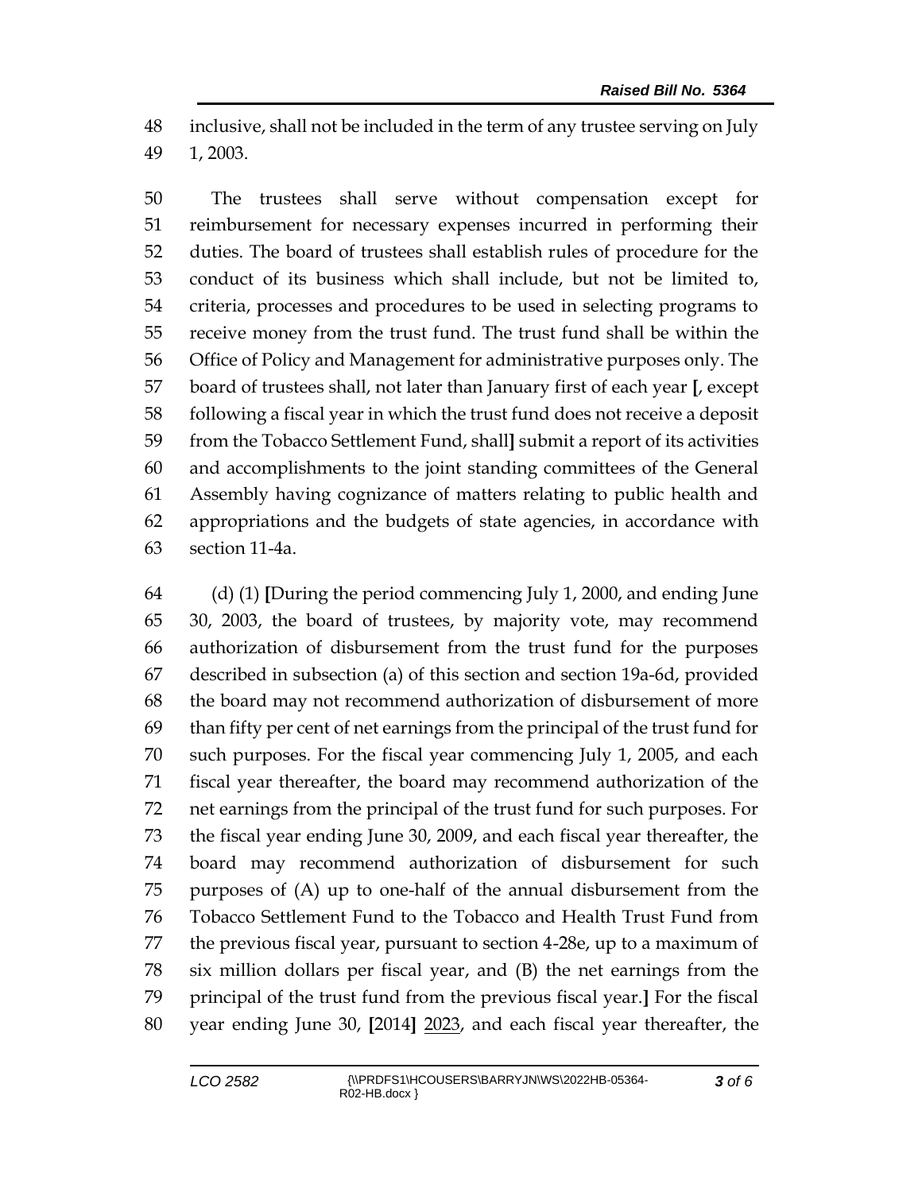48 inclusive, shall not be included in the term of any trustee serving on July 49 1, 2003.

50 The trustees shall serve without compensation except for 51 reimbursement for necessary expenses incurred in performing their 52 duties. The board of trustees shall establish rules of procedure for the 53 conduct of its business which shall include, but not be limited to, 54 criteria, processes and procedures to be used in selecting programs to 55 receive money from the trust fund. The trust fund shall be within the 56 Office of Policy and Management for administrative purposes only. The 57 board of trustees shall, not later than January first of each year **[**, except 58 following a fiscal year in which the trust fund does not receive a deposit 59 from the Tobacco Settlement Fund, shall**]** submit a report of its activities 60 and accomplishments to the joint standing committees of the General 61 Assembly having cognizance of matters relating to public health and 62 appropriations and the budgets of state agencies, in accordance with 63 section 11-4a.

64 (d) (1) **[**During the period commencing July 1, 2000, and ending June 65 30, 2003, the board of trustees, by majority vote, may recommend 66 authorization of disbursement from the trust fund for the purposes 67 described in subsection (a) of this section and section 19a-6d, provided 68 the board may not recommend authorization of disbursement of more 69 than fifty per cent of net earnings from the principal of the trust fund for 70 such purposes. For the fiscal year commencing July 1, 2005, and each 71 fiscal year thereafter, the board may recommend authorization of the 72 net earnings from the principal of the trust fund for such purposes. For 73 the fiscal year ending June 30, 2009, and each fiscal year thereafter, the 74 board may recommend authorization of disbursement for such 75 purposes of (A) up to one-half of the annual disbursement from the 76 Tobacco Settlement Fund to the Tobacco and Health Trust Fund from 77 the previous fiscal year, pursuant to section 4-28e, up to a maximum of 78 six million dollars per fiscal year, and (B) the net earnings from the 79 principal of the trust fund from the previous fiscal year.**]** For the fiscal 80 year ending June 30, **[**2014**]** <u>2023</u>, and each fiscal year thereafter, the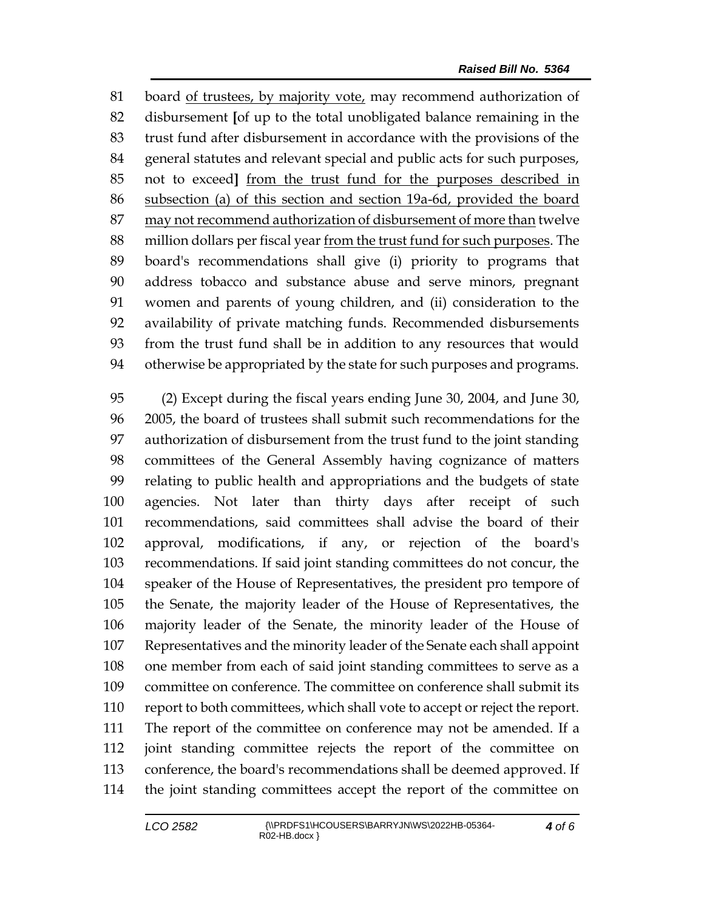board of trustees, by majority vote, may recommend authorization of disbursement [of up to the total unobligated balance remaining in the trust fund after disbursement in accordance with the provisions of the general statutes and relevant special and public acts for such purposes, not to exceed] from the trust fund for the purposes described in subsection (a) of this section and section 19a-6d, provided the board may not recommend authorization of disbursement of more than twelve million dollars per fiscal year from the trust fund for such purposes. The board's recommendations shall give (i) priority to programs that address tobacco and substance abuse and serve minors, pregnant women and parents of young children, and (ii) consideration to the availability of private matching funds. Recommended disbursements from the trust fund shall be in addition to any resources that would otherwise be appropriated by the state for such purposes and programs.

(2) Except during the fiscal years ending June 30, 2004, and June 30, 2005, the board of trustees shall submit such recommendations for the authorization of disbursement from the trust fund to the joint standing committees of the General Assembly having cognizance of matters relating to public health and appropriations and the budgets of state agencies. Not later than thirty days after receipt of such recommendations, said committees shall advise the board of their approval, modifications, if any, or rejection of the board's recommendations. If said joint standing committees do not concur, the speaker of the House of Representatives, the president pro tempore of the Senate, the majority leader of the House of Representatives, the majority leader of the Senate, the minority leader of the House of Representatives and the minority leader of the Senate each shall appoint one member from each of said joint standing committees to serve as a committee on conference. The committee on conference shall submit its report to both committees, which shall vote to accept or reject the report. The report of the committee on conference may not be amended. If a joint standing committee rejects the report of the committee on conference, the board's recommendations shall be deemed approved. If the joint standing committees accept the report of the committee on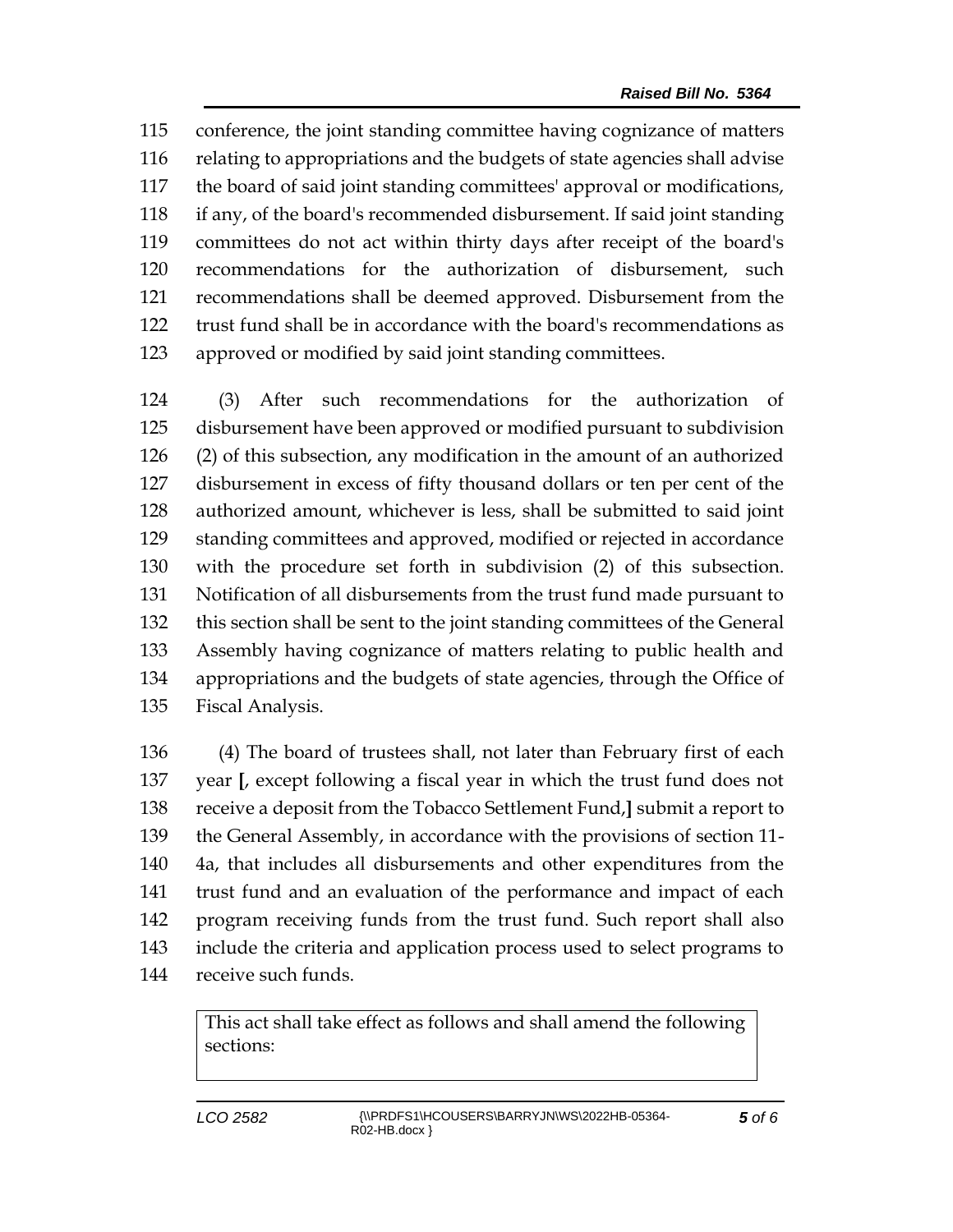conference, the joint standing committee having cognizance of matters relating to appropriations and the budgets of state agencies shall advise the board of said joint standing committees' approval or modifications, if any, of the board's recommended disbursement. If said joint standing committees do not act within thirty days after receipt of the board's recommendations for the authorization of disbursement, such recommendations shall be deemed approved. Disbursement from the trust fund shall be in accordance with the board's recommendations as approved or modified by said joint standing committees.

(3) After such recommendations for the authorization of disbursement have been approved or modified pursuant to subdivision (2) of this subsection, any modification in the amount of an authorized disbursement in excess of fifty thousand dollars or ten per cent of the authorized amount, whichever is less, shall be submitted to said joint standing committees and approved, modified or rejected in accordance with the procedure set forth in subdivision (2) of this subsection. Notification of all disbursements from the trust fund made pursuant to this section shall be sent to the joint standing committees of the General Assembly having cognizance of matters relating to public health and appropriations and the budgets of state agencies, through the Office of Fiscal Analysis.

(4) The board of trustees shall, not later than February first of each year **[**, except following a fiscal year in which the trust fund does not receive a deposit from the Tobacco Settlement Fund,**]** submit a report to the General Assembly, in accordance with the provisions of section 11-4a, that includes all disbursements and other expenditures from the trust fund and an evaluation of the performance and impact of each program receiving funds from the trust fund. Such report shall also include the criteria and application process used to select programs to receive such funds.

| This act shall take effect as follows and shall amend the following sections: |
| --- |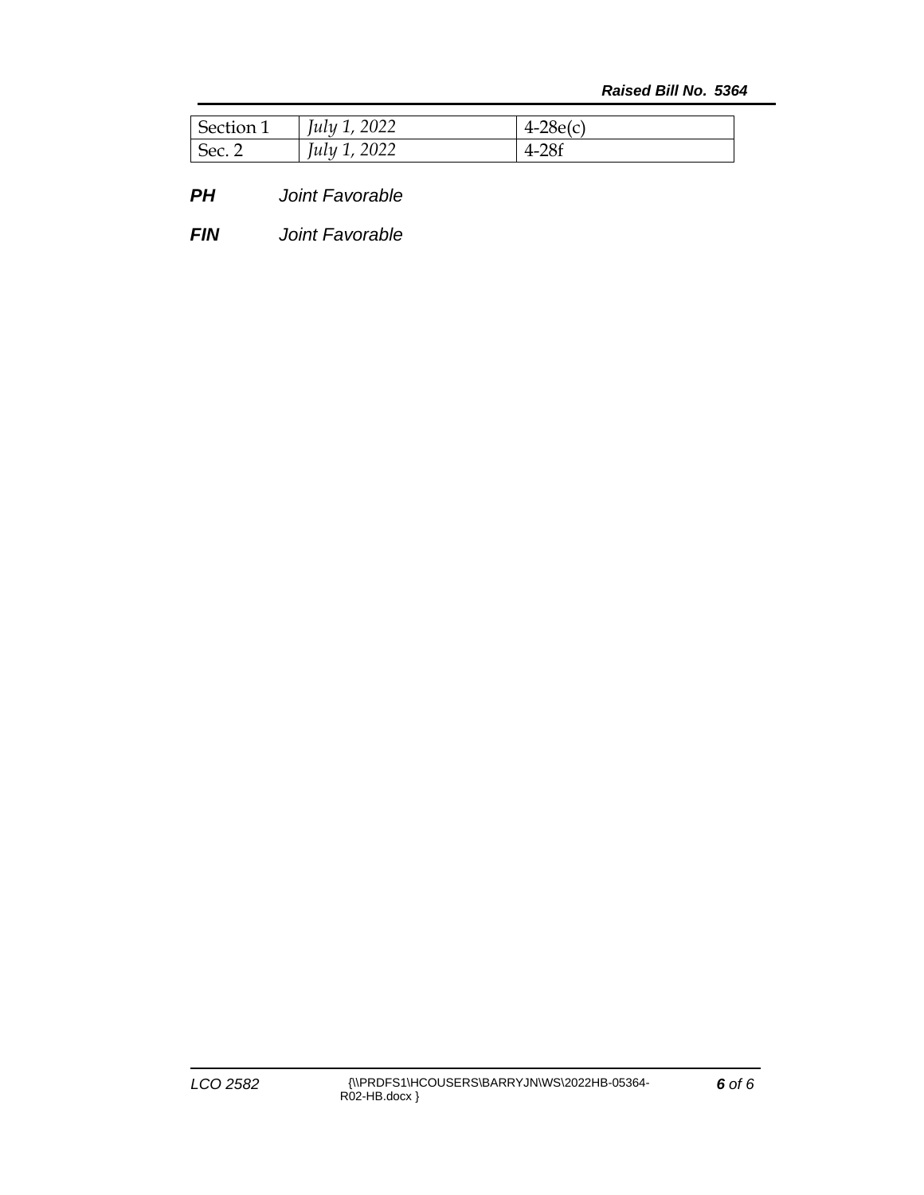| | | |
|---|---|---|
| Section 1 | *July 1, 2022* | 4-28e(c) |
| Sec. 2 | *July 1, 2022* | 4-28f |

***PH*** *Joint Favorable*

***FIN*** *Joint Favorable*